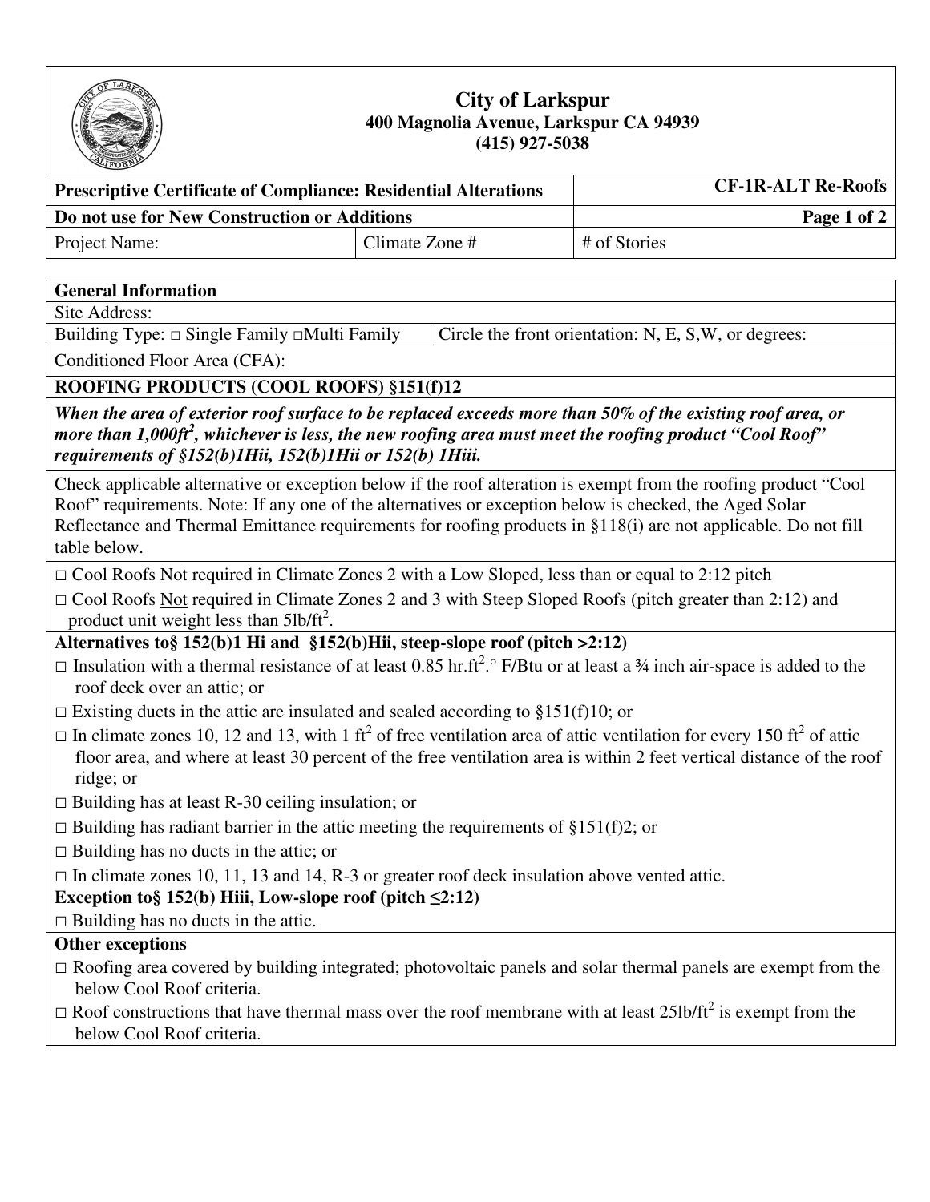# City of Larkspur

**400 Magnolia Avenue, Larkspur CA 94939**
**(415) 927-5038**

| **Prescriptive Certificate of Compliance: Residential Alterations** | | **CF-1R-ALT Re-Roofs** |
|---|---|---|
| **Do not use for New Construction or Additions** | | |
| Project Name: | Climate Zone # | # of Stories |

| **General Information** | |
|---|---|
| Site Address: | |
| Building Type: □ Single Family □Multi Family | Circle the front orientation: N, E, S,W, or degrees: |
| Conditioned Floor Area (CFA): | |

**ROOFING PRODUCTS (COOL ROOFS) §151(f)12**

***When the area of exterior roof surface to be replaced exceeds more than 50% of the existing roof area, or more than 1,000ft$^2$, whichever is less, the new roofing area must meet the roofing product "Cool Roof" requirements of §152(b)1Hii, 152(b)1Hii or 152(b) 1Hiii.***

Check applicable alternative or exception below if the roof alteration is exempt from the roofing product "Cool Roof" requirements. Note: If any one of the alternatives or exception below is checked, the Aged Solar Reflectance and Thermal Emittance requirements for roofing products in §118(i) are not applicable. Do not fill table below.

□ Cool Roofs Not required in Climate Zones 2 with a Low Sloped, less than or equal to 2:12 pitch

□ Cool Roofs Not required in Climate Zones 2 and 3 with Steep Sloped Roofs (pitch greater than 2:12) and product unit weight less than 5lb/ft$^2$.

**Alternatives to§ 152(b)1 Hi and §152(b)Hii, steep-slope roof (pitch >2:12)**

□ Insulation with a thermal resistance of at least 0.85 hr.ft$^2$.° F/Btu or at least a ¾ inch air-space is added to the roof deck over an attic; or

□ Existing ducts in the attic are insulated and sealed according to §151(f)10; or

□ In climate zones 10, 12 and 13, with 1 ft$^2$ of free ventilation area of attic ventilation for every 150 ft$^2$ of attic floor area, and where at least 30 percent of the free ventilation area is within 2 feet vertical distance of the roof ridge; or

□ Building has at least R-30 ceiling insulation; or

□ Building has radiant barrier in the attic meeting the requirements of §151(f)2; or

□ Building has no ducts in the attic; or

□ In climate zones 10, 11, 13 and 14, R-3 or greater roof deck insulation above vented attic.

**Exception to§ 152(b) Hiii, Low-slope roof (pitch ≤2:12)**

□ Building has no ducts in the attic.

**Other exceptions**

□ Roofing area covered by building integrated; photovoltaic panels and solar thermal panels are exempt from the below Cool Roof criteria.

□ Roof constructions that have thermal mass over the roof membrane with at least 25lb/ft$^2$ is exempt from the below Cool Roof criteria.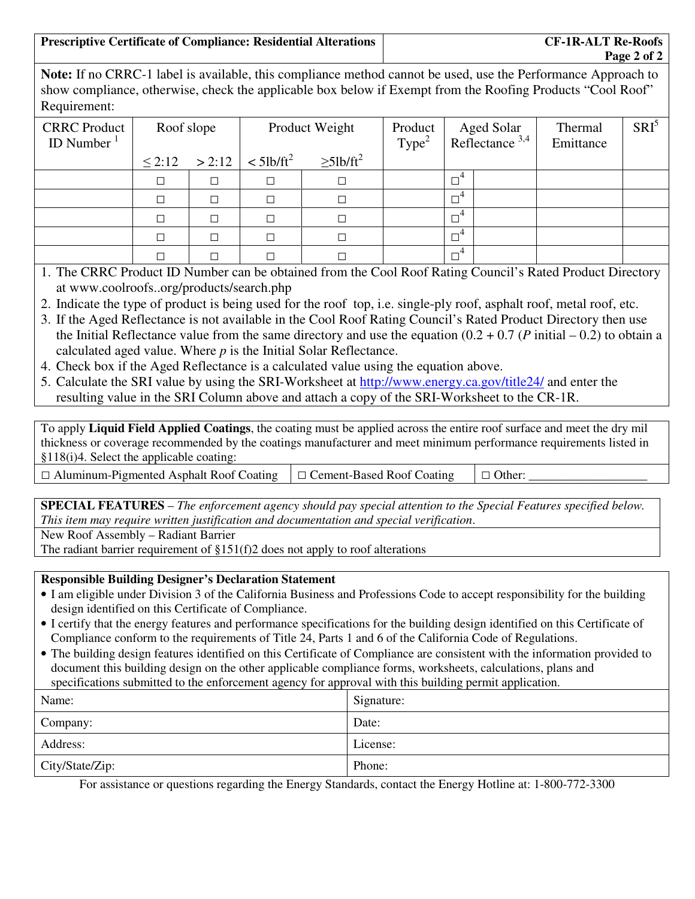**Prescriptive Certificate of Compliance: Residential Alterations** | **CF-1R-ALT Re-Roofs**

**Note:** If no CRRC-1 label is available, this compliance method cannot be used, use the Performance Approach to show compliance, otherwise, check the applicable box below if Exempt from the Roofing Products "Cool Roof" Requirement:

| CRRC Product ID Number [1] | Roof slope | | Product Weight | | Product Type[2] | Aged Solar Reflectance [3,4] | | Thermal Emittance | SRI[5] |
|---|---|---|---|---|---|---|---|---|---|
| | ≤ 2:12 | > 2:12 | < 5lb/ft² | ≥5lb/ft² | | | | | |
| | ☐ | ☐ | ☐ | ☐ | | ☐[4] | | | |
| | ☐ | ☐ | ☐ | ☐ | | ☐[4] | | | |
| | ☐ | ☐ | ☐ | ☐ | | ☐[4] | | | |
| | ☐ | ☐ | ☐ | ☐ | | ☐[4] | | | |
| | ☐ | ☐ | ☐ | ☐ | | ☐[4] | | | |

1. The CRRC Product ID Number can be obtained from the Cool Roof Rating Council's Rated Product Directory at www.coolroofs..org/products/search.php
2. Indicate the type of product is being used for the roof top, i.e. single-ply roof, asphalt roof, metal roof, etc.
3. If the Aged Reflectance is not available in the Cool Roof Rating Council's Rated Product Directory then use the Initial Reflectance value from the same directory and use the equation (0.2 + 0.7 (*P* initial – 0.2) to obtain a calculated aged value. Where *p* is the Initial Solar Reflectance.
4. Check box if the Aged Reflectance is a calculated value using the equation above.
5. Calculate the SRI value by using the SRI-Worksheet at http://www.energy.ca.gov/title24/ and enter the resulting value in the SRI Column above and attach a copy of the SRI-Worksheet to the CR-1R.

To apply **Liquid Field Applied Coatings**, the coating must be applied across the entire roof surface and meet the dry mil thickness or coverage recommended by the coatings manufacturer and meet minimum performance requirements listed in §118(i)4. Select the applicable coating:

| | | |
|---|---|---|
| ☐ Aluminum-Pigmented Asphalt Roof Coating | ☐ Cement-Based Roof Coating | ☐ Other: ___________________ |

**SPECIAL FEATURES** – *The enforcement agency should pay special attention to the Special Features specified below. This item may require written justification and documentation and special verification.*

New Roof Assembly – Radiant Barrier

The radiant barrier requirement of §151(f)2 does not apply to roof alterations

**Responsible Building Designer's Declaration Statement**

- I am eligible under Division 3 of the California Business and Professions Code to accept responsibility for the building design identified on this Certificate of Compliance.
- I certify that the energy features and performance specifications for the building design identified on this Certificate of Compliance conform to the requirements of Title 24, Parts 1 and 6 of the California Code of Regulations.
- The building design features identified on this Certificate of Compliance are consistent with the information provided to document this building design on the other applicable compliance forms, worksheets, calculations, plans and specifications submitted to the enforcement agency for approval with this building permit application.

| | |
|---|---|
| Name: | Signature: |
| Company: | Date: |
| Address: | License: |
| City/State/Zip: | Phone: |

For assistance or questions regarding the Energy Standards, contact the Energy Hotline at: 1-800-772-3300